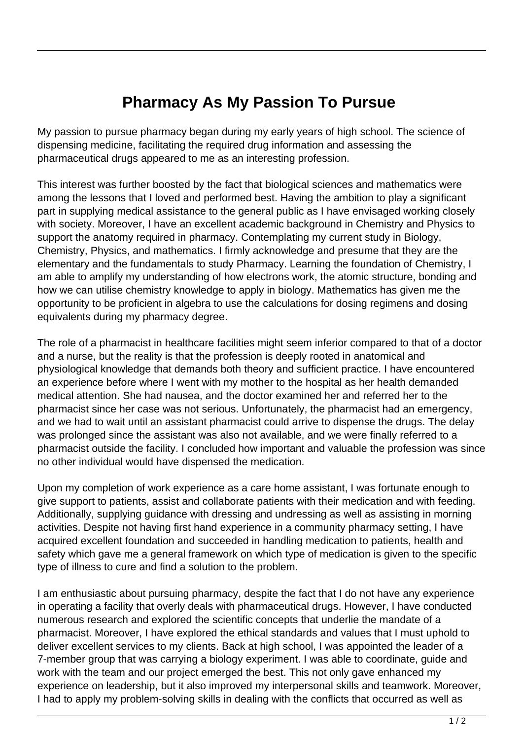# Pharmacy As My Passion To Pursue

My passion to pursue pharmacy began during my early years of high school. The science of dispensing medicine, facilitating the required drug information and assessing the pharmaceutical drugs appeared to me as an interesting profession.

This interest was further boosted by the fact that biological sciences and mathematics were among the lessons that I loved and performed best. Having the ambition to play a significant part in supplying medical assistance to the general public as I have envisaged working closely with society. Moreover, I have an excellent academic background in Chemistry and Physics to support the anatomy required in pharmacy. Contemplating my current study in Biology, Chemistry, Physics, and mathematics. I firmly acknowledge and presume that they are the elementary and the fundamentals to study Pharmacy. Learning the foundation of Chemistry, I am able to amplify my understanding of how electrons work, the atomic structure, bonding and how we can utilise chemistry knowledge to apply in biology. Mathematics has given me the opportunity to be proficient in algebra to use the calculations for dosing regimens and dosing equivalents during my pharmacy degree.

The role of a pharmacist in healthcare facilities might seem inferior compared to that of a doctor and a nurse, but the reality is that the profession is deeply rooted in anatomical and physiological knowledge that demands both theory and sufficient practice. I have encountered an experience before where I went with my mother to the hospital as her health demanded medical attention. She had nausea, and the doctor examined her and referred her to the pharmacist since her case was not serious. Unfortunately, the pharmacist had an emergency, and we had to wait until an assistant pharmacist could arrive to dispense the drugs. The delay was prolonged since the assistant was also not available, and we were finally referred to a pharmacist outside the facility. I concluded how important and valuable the profession was since no other individual would have dispensed the medication.

Upon my completion of work experience as a care home assistant, I was fortunate enough to give support to patients, assist and collaborate patients with their medication and with feeding. Additionally, supplying guidance with dressing and undressing as well as assisting in morning activities. Despite not having first hand experience in a community pharmacy setting, I have acquired excellent foundation and succeeded in handling medication to patients, health and safety which gave me a general framework on which type of medication is given to the specific type of illness to cure and find a solution to the problem.

I am enthusiastic about pursuing pharmacy, despite the fact that I do not have any experience in operating a facility that overly deals with pharmaceutical drugs. However, I have conducted numerous research and explored the scientific concepts that underlie the mandate of a pharmacist. Moreover, I have explored the ethical standards and values that I must uphold to deliver excellent services to my clients. Back at high school, I was appointed the leader of a 7-member group that was carrying a biology experiment. I was able to coordinate, guide and work with the team and our project emerged the best. This not only gave enhanced my experience on leadership, but it also improved my interpersonal skills and teamwork. Moreover, I had to apply my problem-solving skills in dealing with the conflicts that occurred as well as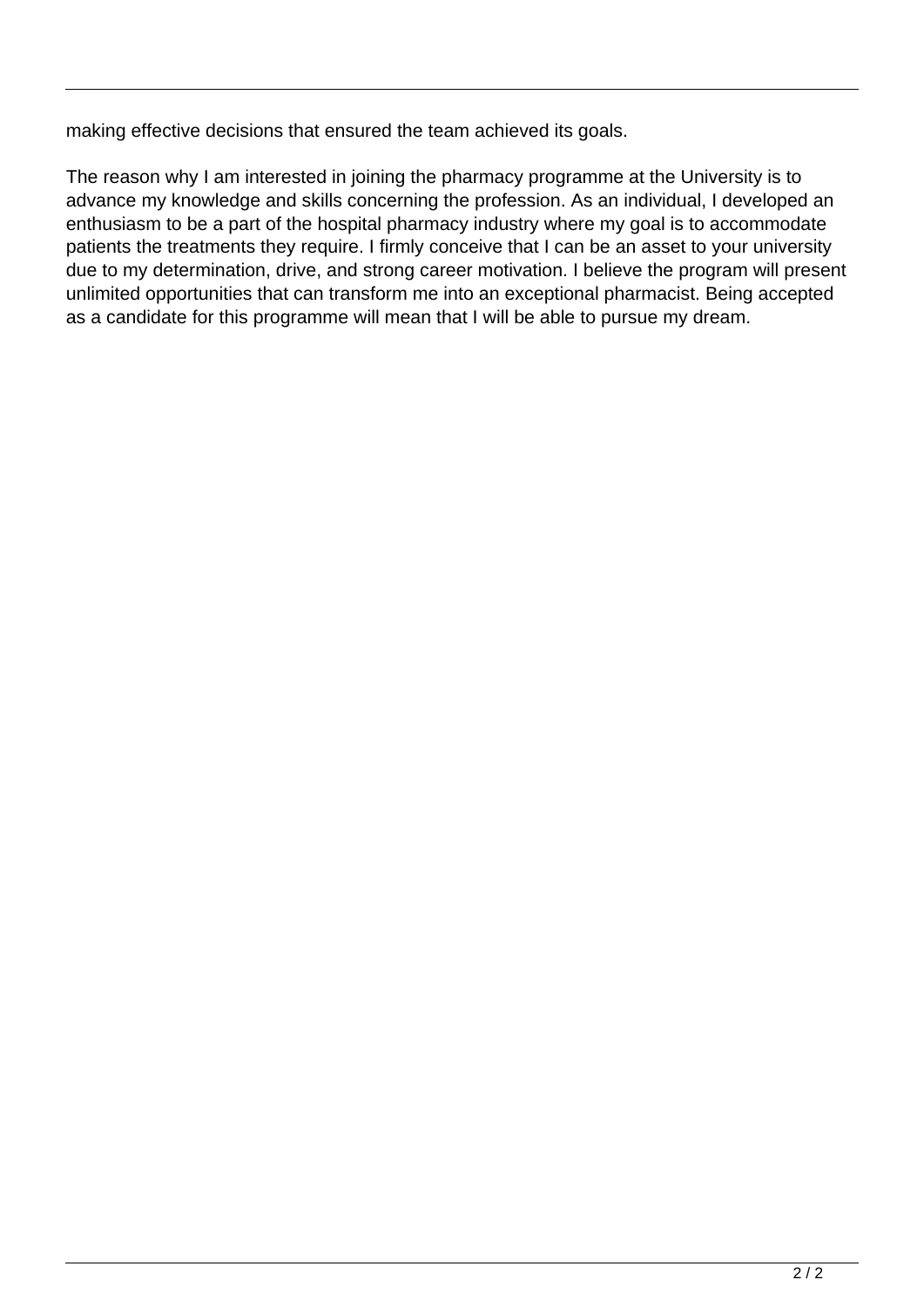making effective decisions that ensured the team achieved its goals.

The reason why I am interested in joining the pharmacy programme at the University is to advance my knowledge and skills concerning the profession. As an individual, I developed an enthusiasm to be a part of the hospital pharmacy industry where my goal is to accommodate patients the treatments they require. I firmly conceive that I can be an asset to your university due to my determination, drive, and strong career motivation. I believe the program will present unlimited opportunities that can transform me into an exceptional pharmacist. Being accepted as a candidate for this programme will mean that I will be able to pursue my dream.